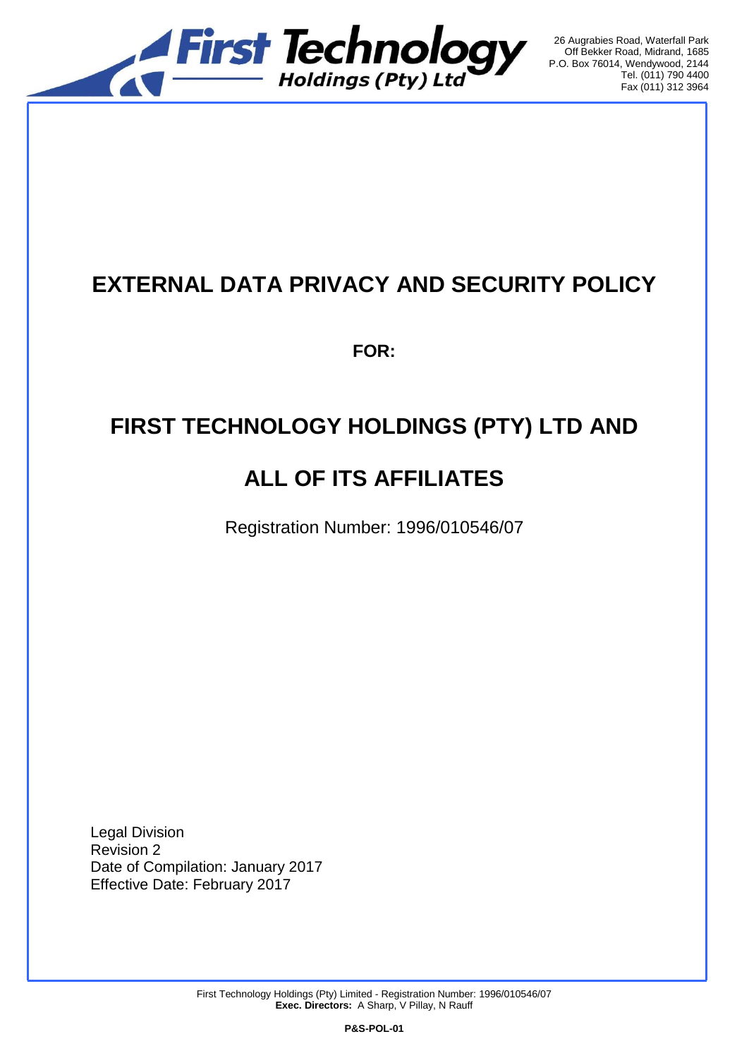# EXTERNAL DATA PRIVACY AND SECURITY POLICY

**FOR:**

## FIRST TECHNOLOGY HOLDINGS (PTY) LTD AND ALL OF ITS AFFILIATES

Registration Number: 1996/010546/07

Legal Division
Revision 2
Date of Compilation: January 2017
Effective Date: February 2017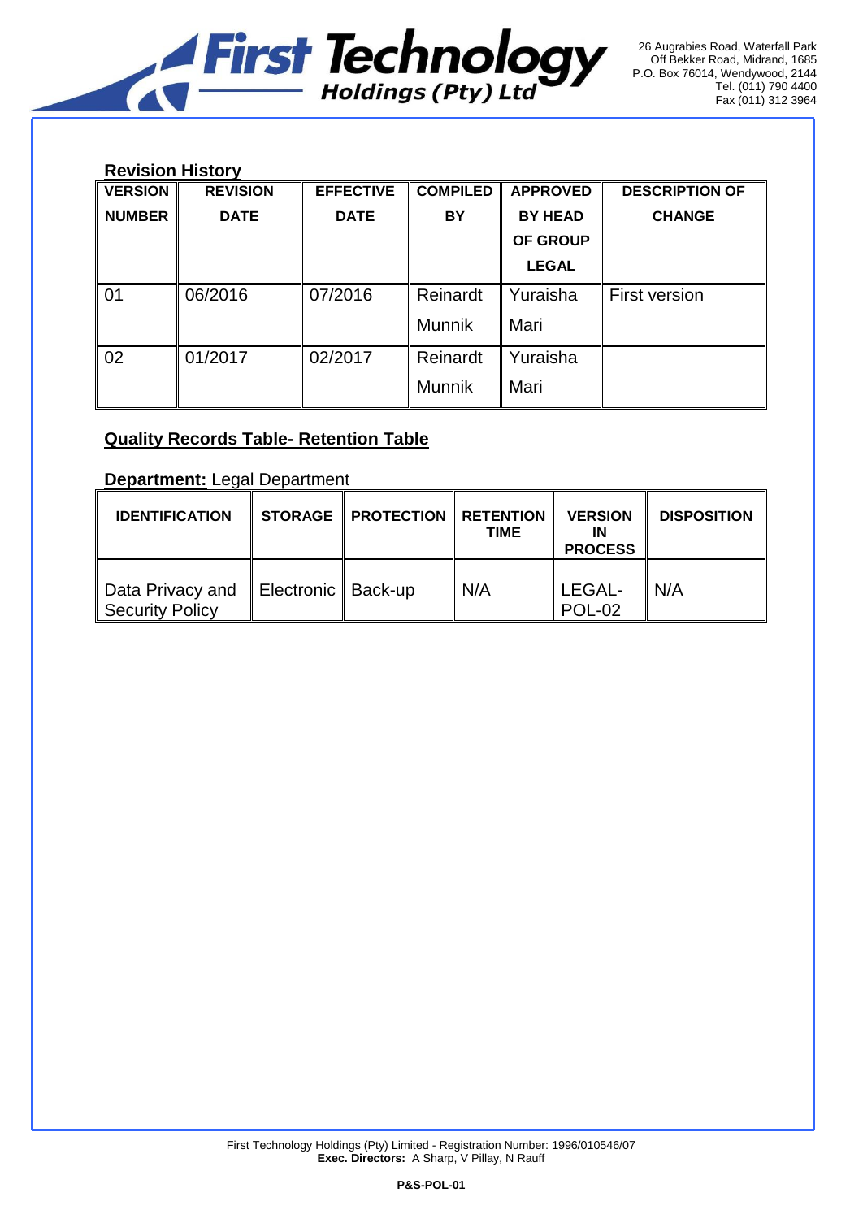**Revision History**

| VERSION NUMBER | REVISION DATE | EFFECTIVE DATE | COMPILED BY | APPROVED BY HEAD OF GROUP LEGAL | DESCRIPTION OF CHANGE |
|---|---|---|---|---|---|
| 01 | 06/2016 | 07/2016 | Reinardt Munnik | Yuraisha Mari | First version |
| 02 | 01/2017 | 02/2017 | Reinardt Munnik | Yuraisha Mari | |

**Quality Records Table- Retention Table**

**Department:** Legal Department

| IDENTIFICATION | STORAGE | PROTECTION | RETENTION TIME | VERSION IN PROCESS | DISPOSITION |
|---|---|---|---|---|---|
| Data Privacy and Security Policy | Electronic | Back-up | N/A | LEGAL-POL-02 | N/A |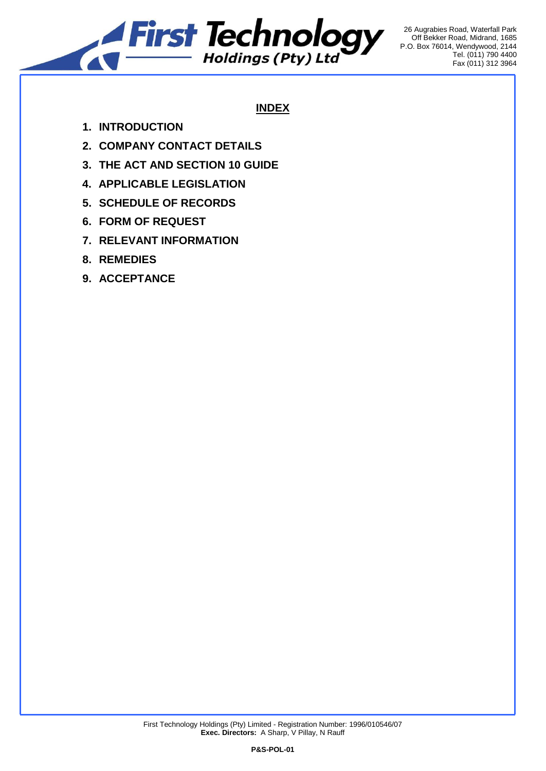## INDEX

1. **INTRODUCTION**
2. **COMPANY CONTACT DETAILS**
3. **THE ACT AND SECTION 10 GUIDE**
4. **APPLICABLE LEGISLATION**
5. **SCHEDULE OF RECORDS**
6. **FORM OF REQUEST**
7. **RELEVANT INFORMATION**
8. **REMEDIES**
9. **ACCEPTANCE**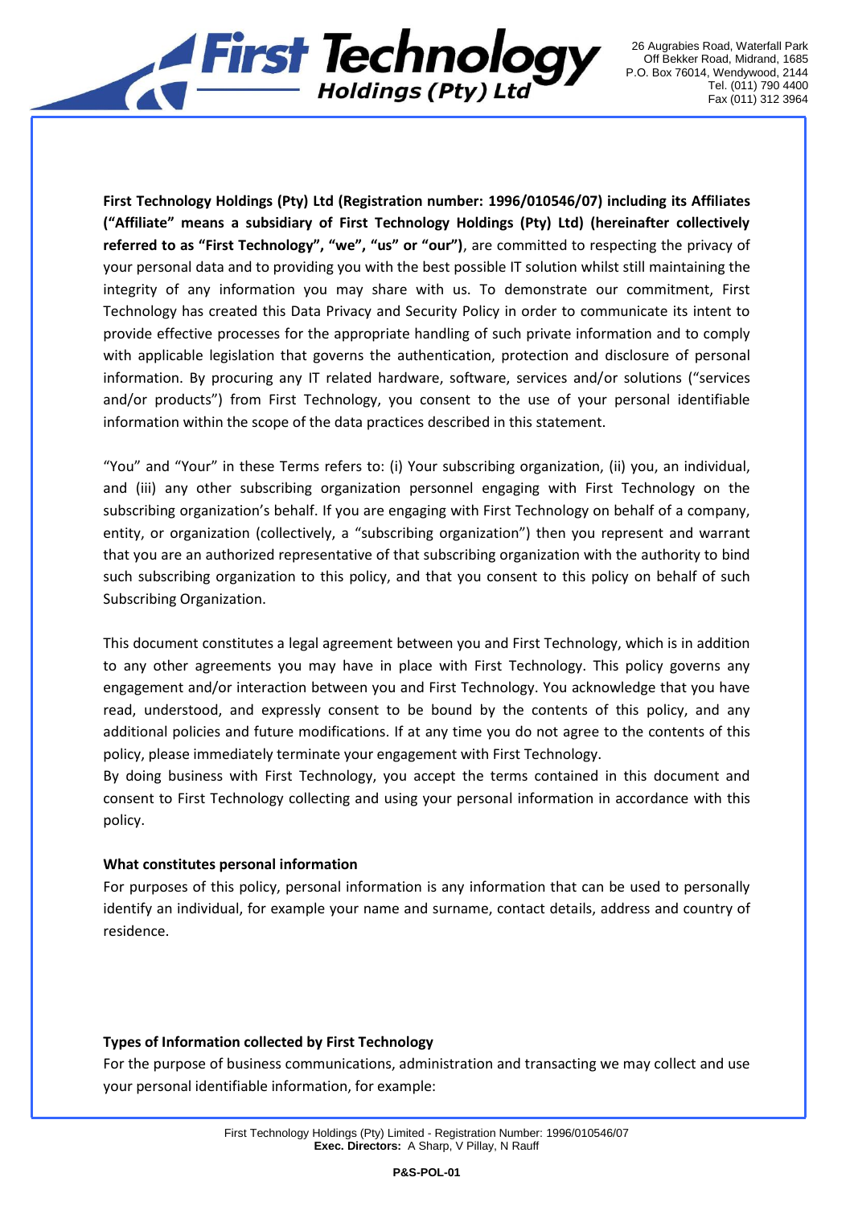**First Technology Holdings (Pty) Ltd (Registration number: 1996/010546/07) including its Affiliates ("Affiliate" means a subsidiary of First Technology Holdings (Pty) Ltd) (hereinafter collectively referred to as "First Technology", "we", "us" or "our")**, are committed to respecting the privacy of your personal data and to providing you with the best possible IT solution whilst still maintaining the integrity of any information you may share with us. To demonstrate our commitment, First Technology has created this Data Privacy and Security Policy in order to communicate its intent to provide effective processes for the appropriate handling of such private information and to comply with applicable legislation that governs the authentication, protection and disclosure of personal information. By procuring any IT related hardware, software, services and/or solutions ("services and/or products") from First Technology, you consent to the use of your personal identifiable information within the scope of the data practices described in this statement.

"You" and "Your" in these Terms refers to: (i) Your subscribing organization, (ii) you, an individual, and (iii) any other subscribing organization personnel engaging with First Technology on the subscribing organization's behalf. If you are engaging with First Technology on behalf of a company, entity, or organization (collectively, a "subscribing organization") then you represent and warrant that you are an authorized representative of that subscribing organization with the authority to bind such subscribing organization to this policy, and that you consent to this policy on behalf of such Subscribing Organization.

This document constitutes a legal agreement between you and First Technology, which is in addition to any other agreements you may have in place with First Technology. This policy governs any engagement and/or interaction between you and First Technology. You acknowledge that you have read, understood, and expressly consent to be bound by the contents of this policy, and any additional policies and future modifications. If at any time you do not agree to the contents of this policy, please immediately terminate your engagement with First Technology.
By doing business with First Technology, you accept the terms contained in this document and consent to First Technology collecting and using your personal information in accordance with this policy.

**What constitutes personal information**

For purposes of this policy, personal information is any information that can be used to personally identify an individual, for example your name and surname, contact details, address and country of residence.

**Types of Information collected by First Technology**

For the purpose of business communications, administration and transacting we may collect and use your personal identifiable information, for example: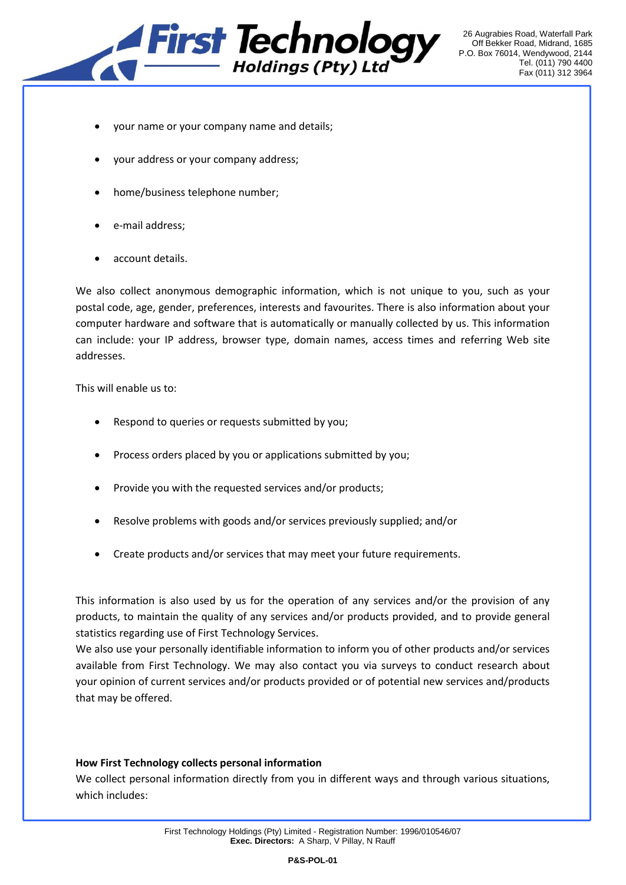- your name or your company name and details;
- your address or your company address;
- home/business telephone number;
- e-mail address;
- account details.

We also collect anonymous demographic information, which is not unique to you, such as your postal code, age, gender, preferences, interests and favourites. There is also information about your computer hardware and software that is automatically or manually collected by us. This information can include: your IP address, browser type, domain names, access times and referring Web site addresses.

This will enable us to:

- Respond to queries or requests submitted by you;
- Process orders placed by you or applications submitted by you;
- Provide you with the requested services and/or products;
- Resolve problems with goods and/or services previously supplied; and/or
- Create products and/or services that may meet your future requirements.

This information is also used by us for the operation of any services and/or the provision of any products, to maintain the quality of any services and/or products provided, and to provide general statistics regarding use of First Technology Services.

We also use your personally identifiable information to inform you of other products and/or services available from First Technology. We may also contact you via surveys to conduct research about your opinion of current services and/or products provided or of potential new services and/products that may be offered.

**How First Technology collects personal information**

We collect personal information directly from you in different ways and through various situations, which includes: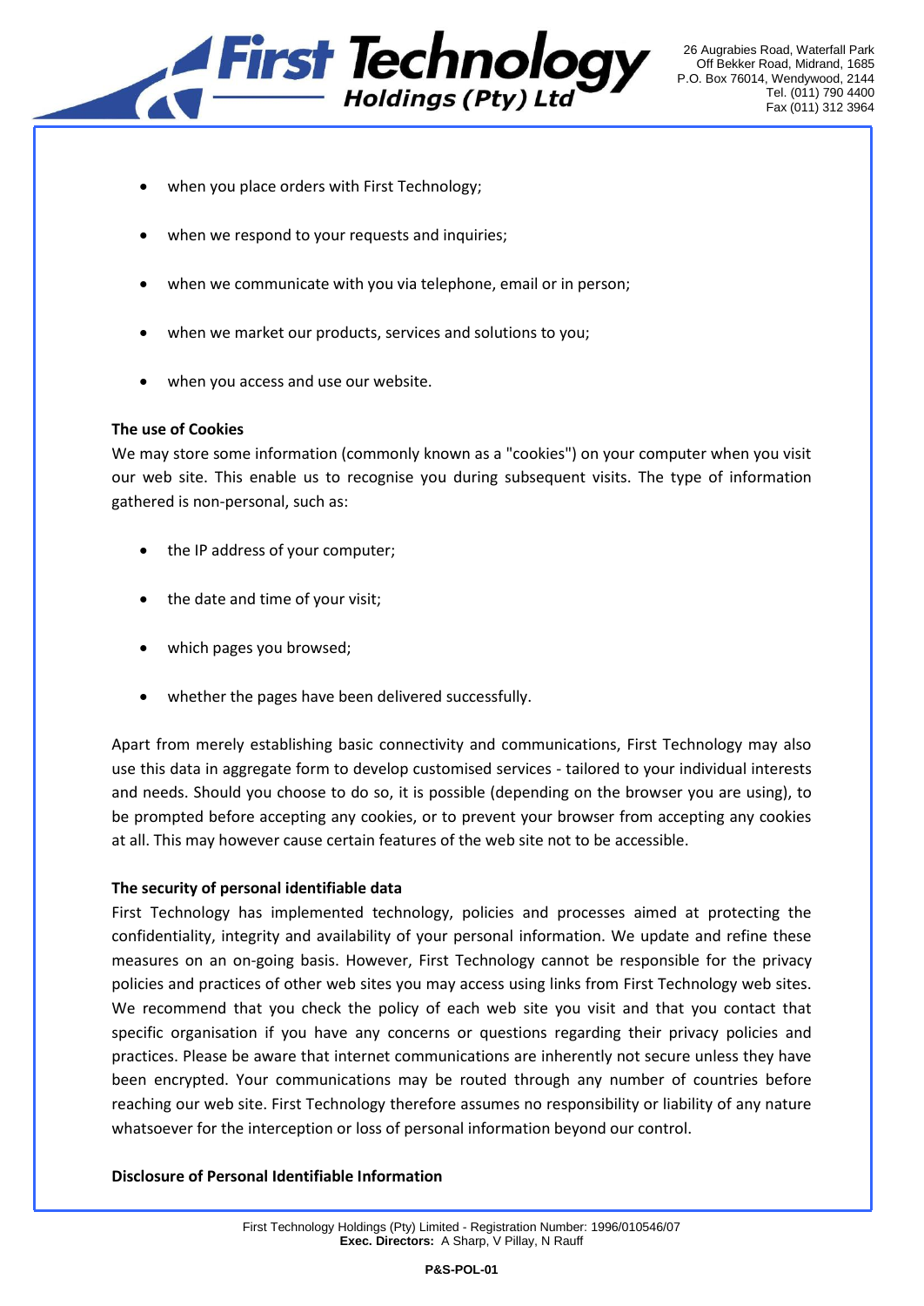- when you place orders with First Technology;
- when we respond to your requests and inquiries;
- when we communicate with you via telephone, email or in person;
- when we market our products, services and solutions to you;
- when you access and use our website.

**The use of Cookies**

We may store some information (commonly known as a "cookies") on your computer when you visit our web site. This enable us to recognise you during subsequent visits. The type of information gathered is non-personal, such as:

- the IP address of your computer;
- the date and time of your visit;
- which pages you browsed;
- whether the pages have been delivered successfully.

Apart from merely establishing basic connectivity and communications, First Technology may also use this data in aggregate form to develop customised services - tailored to your individual interests and needs. Should you choose to do so, it is possible (depending on the browser you are using), to be prompted before accepting any cookies, or to prevent your browser from accepting any cookies at all. This may however cause certain features of the web site not to be accessible.

**The security of personal identifiable data**

First Technology has implemented technology, policies and processes aimed at protecting the confidentiality, integrity and availability of your personal information. We update and refine these measures on an on-going basis. However, First Technology cannot be responsible for the privacy policies and practices of other web sites you may access using links from First Technology web sites. We recommend that you check the policy of each web site you visit and that you contact that specific organisation if you have any concerns or questions regarding their privacy policies and practices. Please be aware that internet communications are inherently not secure unless they have been encrypted. Your communications may be routed through any number of countries before reaching our web site. First Technology therefore assumes no responsibility or liability of any nature whatsoever for the interception or loss of personal information beyond our control.

**Disclosure of Personal Identifiable Information**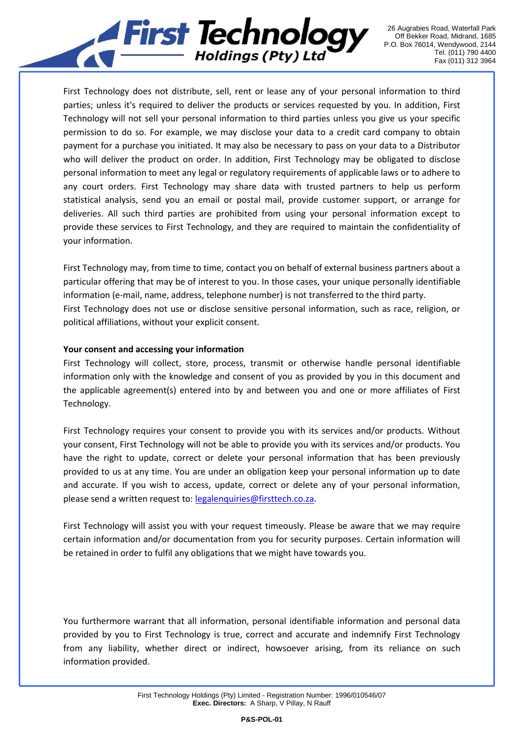First Technology does not distribute, sell, rent or lease any of your personal information to third parties; unless it's required to deliver the products or services requested by you. In addition, First Technology will not sell your personal information to third parties unless you give us your specific permission to do so. For example, we may disclose your data to a credit card company to obtain payment for a purchase you initiated. It may also be necessary to pass on your data to a Distributor who will deliver the product on order. In addition, First Technology may be obligated to disclose personal information to meet any legal or regulatory requirements of applicable laws or to adhere to any court orders. First Technology may share data with trusted partners to help us perform statistical analysis, send you an email or postal mail, provide customer support, or arrange for deliveries. All such third parties are prohibited from using your personal information except to provide these services to First Technology, and they are required to maintain the confidentiality of your information.

First Technology may, from time to time, contact you on behalf of external business partners about a particular offering that may be of interest to you. In those cases, your unique personally identifiable information (e-mail, name, address, telephone number) is not transferred to the third party.
First Technology does not use or disclose sensitive personal information, such as race, religion, or political affiliations, without your explicit consent.

**Your consent and accessing your information**

First Technology will collect, store, process, transmit or otherwise handle personal identifiable information only with the knowledge and consent of you as provided by you in this document and the applicable agreement(s) entered into by and between you and one or more affiliates of First Technology.

First Technology requires your consent to provide you with its services and/or products. Without your consent, First Technology will not be able to provide you with its services and/or products. You have the right to update, correct or delete your personal information that has been previously provided to us at any time. You are under an obligation keep your personal information up to date and accurate. If you wish to access, update, correct or delete any of your personal information, please send a written request to: legalenquiries@firsttech.co.za.

First Technology will assist you with your request timeously. Please be aware that we may require certain information and/or documentation from you for security purposes. Certain information will be retained in order to fulfil any obligations that we might have towards you.

You furthermore warrant that all information, personal identifiable information and personal data provided by you to First Technology is true, correct and accurate and indemnify First Technology from any liability, whether direct or indirect, howsoever arising, from its reliance on such information provided.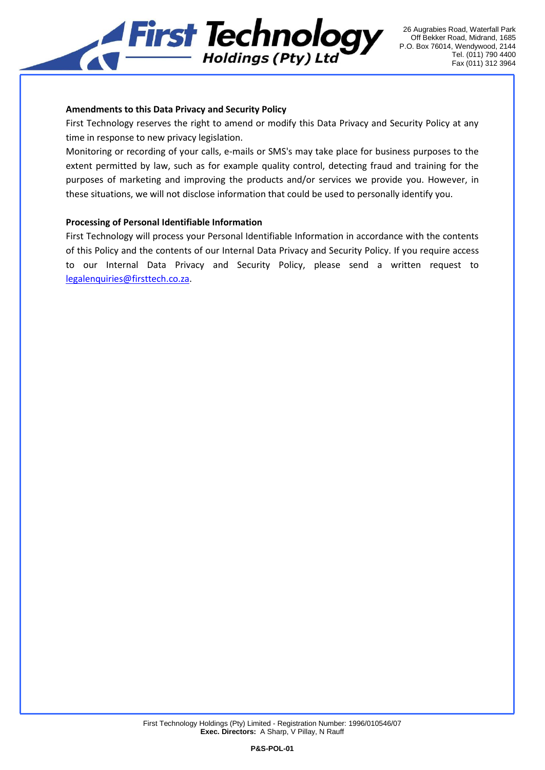**Amendments to this Data Privacy and Security Policy**

First Technology reserves the right to amend or modify this Data Privacy and Security Policy at any time in response to new privacy legislation.

Monitoring or recording of your calls, e-mails or SMS's may take place for business purposes to the extent permitted by law, such as for example quality control, detecting fraud and training for the purposes of marketing and improving the products and/or services we provide you. However, in these situations, we will not disclose information that could be used to personally identify you.

**Processing of Personal Identifiable Information**

First Technology will process your Personal Identifiable Information in accordance with the contents of this Policy and the contents of our Internal Data Privacy and Security Policy. If you require access to our Internal Data Privacy and Security Policy, please send a written request to legalenquiries@firsttech.co.za.